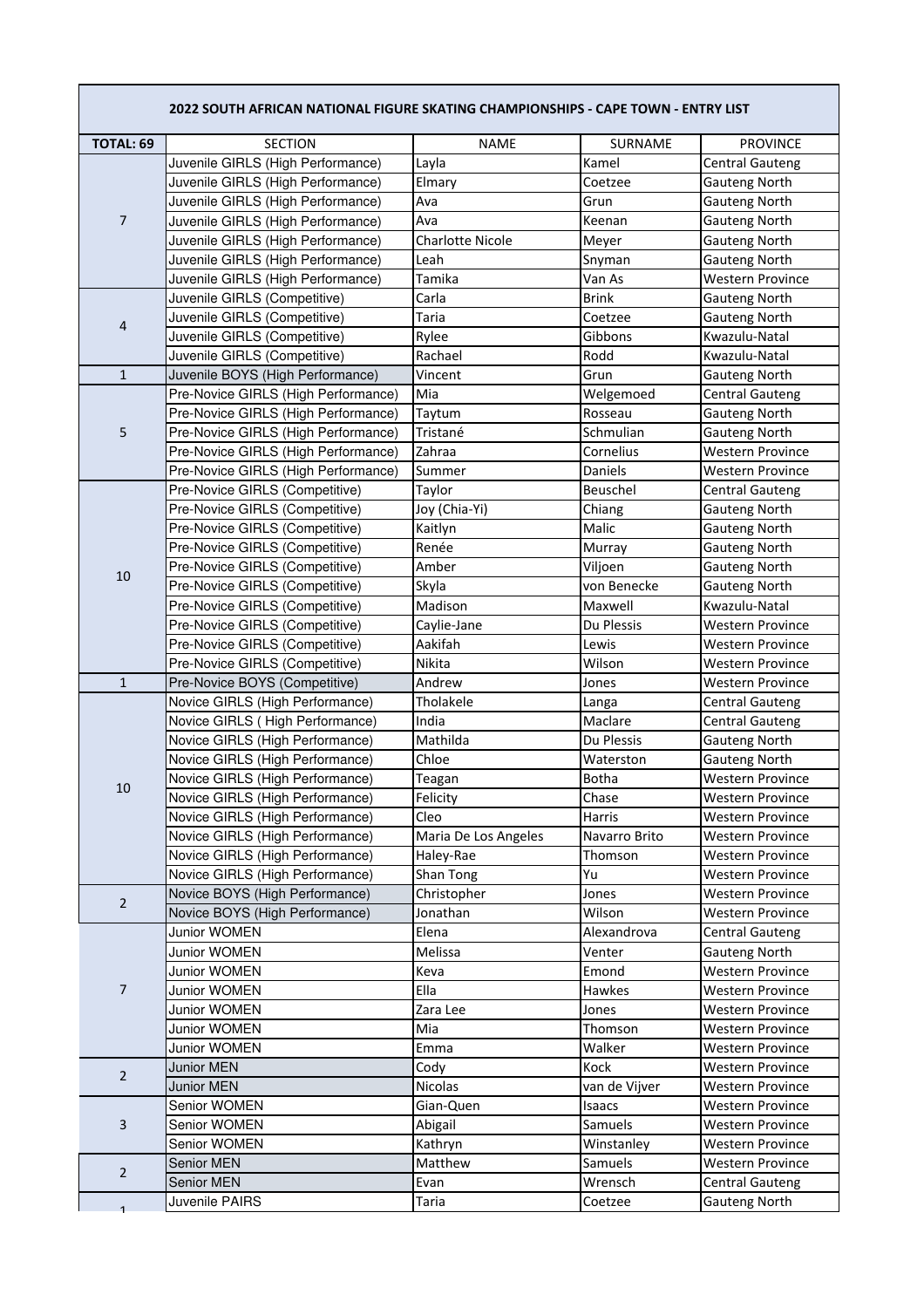| 2022 SOUTH AFRICAN NATIONAL FIGURE SKATING CHAMPIONSHIPS - CAPE TOWN - ENTRY LIST | | | | |
|---|---|---|---|---|
| **TOTAL: 69** | SECTION | NAME | SURNAME | PROVINCE |
| 7 | Juvenile GIRLS (High Performance) | Layla | Kamel | Central Gauteng |
| | Juvenile GIRLS (High Performance) | Elmary | Coetzee | Gauteng North |
| | Juvenile GIRLS (High Performance) | Ava | Grun | Gauteng North |
| | Juvenile GIRLS (High Performance) | Ava | Keenan | Gauteng North |
| | Juvenile GIRLS (High Performance) | Charlotte Nicole | Meyer | Gauteng North |
| | Juvenile GIRLS (High Performance) | Leah | Snyman | Gauteng North |
| | Juvenile GIRLS (High Performance) | Tamika | Van As | Western Province |
| 4 | Juvenile GIRLS (Competitive) | Carla | Brink | Gauteng North |
| | Juvenile GIRLS (Competitive) | Taria | Coetzee | Gauteng North |
| | Juvenile GIRLS (Competitive) | Rylee | Gibbons | Kwazulu-Natal |
| | Juvenile GIRLS (Competitive) | Rachael | Rodd | Kwazulu-Natal |
| 1 | Juvenile BOYS (High Performance) | Vincent | Grun | Gauteng North |
| 5 | Pre-Novice GIRLS (High Performance) | Mia | Welgemoed | Central Gauteng |
| | Pre-Novice GIRLS (High Performance) | Taytum | Rosseau | Gauteng North |
| | Pre-Novice GIRLS (High Performance) | Tristané | Schmulian | Gauteng North |
| | Pre-Novice GIRLS (High Performance) | Zahraa | Cornelius | Western Province |
| | Pre-Novice GIRLS (High Performance) | Summer | Daniels | Western Province |
| 10 | Pre-Novice GIRLS (Competitive) | Taylor | Beuschel | Central Gauteng |
| | Pre-Novice GIRLS (Competitive) | Joy (Chia-Yi) | Chiang | Gauteng North |
| | Pre-Novice GIRLS (Competitive) | Kaitlyn | Malic | Gauteng North |
| | Pre-Novice GIRLS (Competitive) | Renée | Murray | Gauteng North |
| | Pre-Novice GIRLS (Competitive) | Amber | Viljoen | Gauteng North |
| | Pre-Novice GIRLS (Competitive) | Skyla | von Benecke | Gauteng North |
| | Pre-Novice GIRLS (Competitive) | Madison | Maxwell | Kwazulu-Natal |
| | Pre-Novice GIRLS (Competitive) | Caylie-Jane | Du Plessis | Western Province |
| | Pre-Novice GIRLS (Competitive) | Aakifah | Lewis | Western Province |
| | Pre-Novice GIRLS (Competitive) | Nikita | Wilson | Western Province |
| 1 | Pre-Novice BOYS (Competitive) | Andrew | Jones | Western Province |
| 10 | Novice GIRLS (High Performance) | Tholakele | Langa | Central Gauteng |
| | Novice GIRLS ( High Performance) | India | Maclare | Central Gauteng |
| | Novice GIRLS (High Performance) | Mathilda | Du Plessis | Gauteng North |
| | Novice GIRLS (High Performance) | Chloe | Waterston | Gauteng North |
| | Novice GIRLS (High Performance) | Teagan | Botha | Western Province |
| | Novice GIRLS (High Performance) | Felicity | Chase | Western Province |
| | Novice GIRLS (High Performance) | Cleo | Harris | Western Province |
| | Novice GIRLS (High Performance) | Maria De Los Angeles | Navarro Brito | Western Province |
| | Novice GIRLS (High Performance) | Haley-Rae | Thomson | Western Province |
| | Novice GIRLS (High Performance) | Shan Tong | Yu | Western Province |
| 2 | Novice BOYS (High Performance) | Christopher | Jones | Western Province |
| | Novice BOYS (High Performance) | Jonathan | Wilson | Western Province |
| 7 | Junior WOMEN | Elena | Alexandrova | Central Gauteng |
| | Junior WOMEN | Melissa | Venter | Gauteng North |
| | Junior WOMEN | Keva | Emond | Western Province |
| | Junior WOMEN | Ella | Hawkes | Western Province |
| | Junior WOMEN | Zara Lee | Jones | Western Province |
| | Junior WOMEN | Mia | Thomson | Western Province |
| | Junior WOMEN | Emma | Walker | Western Province |
| 2 | Junior MEN | Cody | Kock | Western Province |
| | Junior MEN | Nicolas | van de Vijver | Western Province |
| 3 | Senior WOMEN | Gian-Quen | Isaacs | Western Province |
| | Senior WOMEN | Abigail | Samuels | Western Province |
| | Senior WOMEN | Kathryn | Winstanley | Western Province |
| 2 | Senior MEN | Matthew | Samuels | Western Province |
| | Senior MEN | Evan | Wrensch | Central Gauteng |
| 1 | Juvenile PAIRS | Taria | Coetzee | Gauteng North |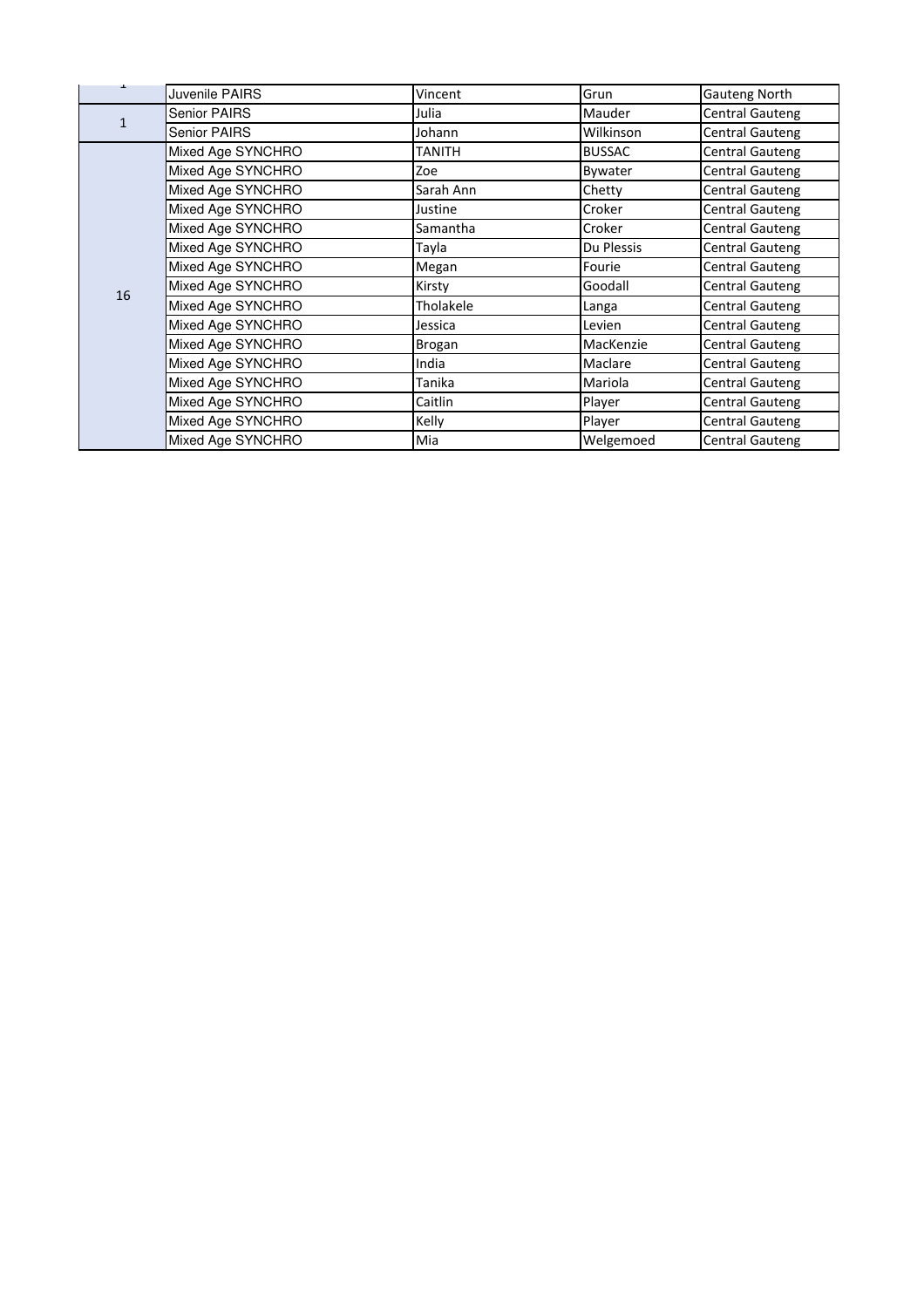| | | | | |
|---|---|---|---|---|
| 1 | Juvenile PAIRS | Vincent | Grun | Gauteng North |
| 1 | Senior PAIRS | Julia | Mauder | Central Gauteng |
| | Senior PAIRS | Johann | Wilkinson | Central Gauteng |
| 16 | Mixed Age SYNCHRO | TANITH | BUSSAC | Central Gauteng |
| | Mixed Age SYNCHRO | Zoe | Bywater | Central Gauteng |
| | Mixed Age SYNCHRO | Sarah Ann | Chetty | Central Gauteng |
| | Mixed Age SYNCHRO | Justine | Croker | Central Gauteng |
| | Mixed Age SYNCHRO | Samantha | Croker | Central Gauteng |
| | Mixed Age SYNCHRO | Tayla | Du Plessis | Central Gauteng |
| | Mixed Age SYNCHRO | Megan | Fourie | Central Gauteng |
| | Mixed Age SYNCHRO | Kirsty | Goodall | Central Gauteng |
| | Mixed Age SYNCHRO | Tholakele | Langa | Central Gauteng |
| | Mixed Age SYNCHRO | Jessica | Levien | Central Gauteng |
| | Mixed Age SYNCHRO | Brogan | MacKenzie | Central Gauteng |
| | Mixed Age SYNCHRO | India | Maclare | Central Gauteng |
| | Mixed Age SYNCHRO | Tanika | Mariola | Central Gauteng |
| | Mixed Age SYNCHRO | Caitlin | Player | Central Gauteng |
| | Mixed Age SYNCHRO | Kelly | Player | Central Gauteng |
| | Mixed Age SYNCHRO | Mia | Welgemoed | Central Gauteng |